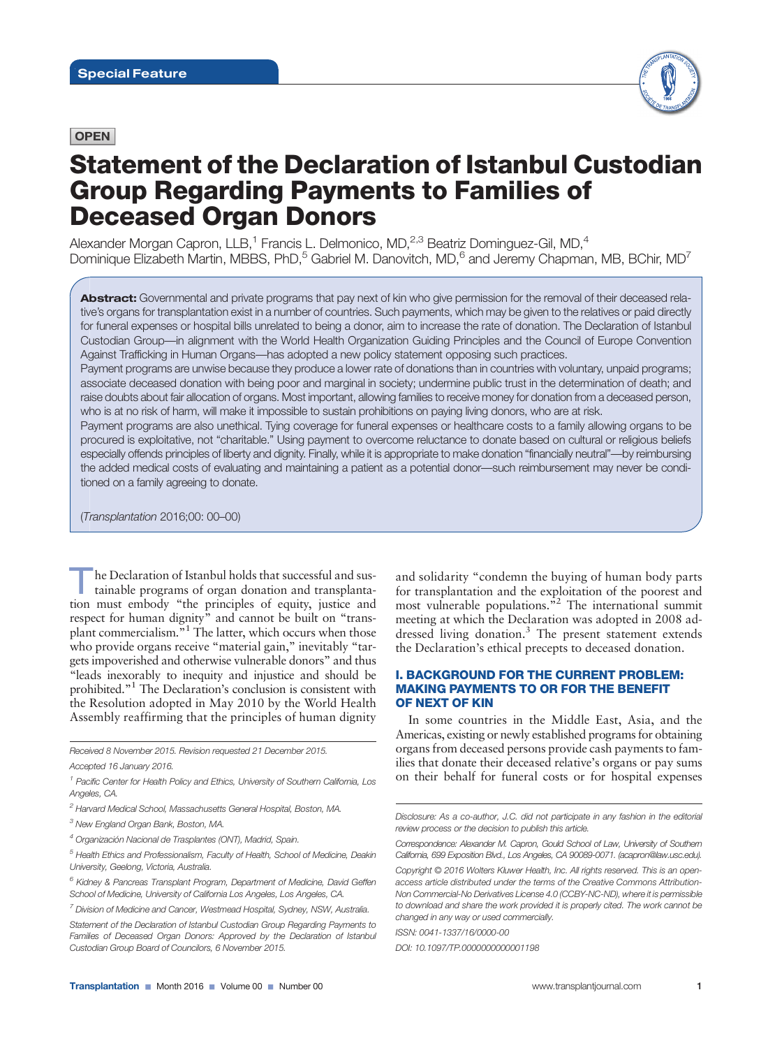Special Feature

OPEN

# Statement of the Declaration of Istanbul Custodian Group Regarding Payments to Families of Deceased Organ Donors

Alexander Morgan Capron, LLB,[1] Francis L. Delmonico, MD,[2,3] Beatriz Dominguez-Gil, MD,[4] Dominique Elizabeth Martin, MBBS, PhD,[5] Gabriel M. Danovitch, MD,[6] and Jeremy Chapman, MB, BChir, MD[7]

**Abstract:** Governmental and private programs that pay next of kin who give permission for the removal of their deceased relative's organs for transplantation exist in a number of countries. Such payments, which may be given to the relatives or paid directly for funeral expenses or hospital bills unrelated to being a donor, aim to increase the rate of donation. The Declaration of Istanbul Custodian Group—in alignment with the World Health Organization Guiding Principles and the Council of Europe Convention Against Trafficking in Human Organs—has adopted a new policy statement opposing such practices.

Payment programs are unwise because they produce a lower rate of donations than in countries with voluntary, unpaid programs; associate deceased donation with being poor and marginal in society; undermine public trust in the determination of death; and raise doubts about fair allocation of organs. Most important, allowing families to receive money for donation from a deceased person, who is at no risk of harm, will make it impossible to sustain prohibitions on paying living donors, who are at risk.

Payment programs are also unethical. Tying coverage for funeral expenses or healthcare costs to a family allowing organs to be procured is exploitative, not "charitable." Using payment to overcome reluctance to donate based on cultural or religious beliefs especially offends principles of liberty and dignity. Finally, while it is appropriate to make donation "financially neutral"—by reimbursing the added medical costs of evaluating and maintaining a patient as a potential donor—such reimbursement may never be conditioned on a family agreeing to donate.

(*Transplantation* 2016;00: 00–00)

The Declaration of Istanbul holds that successful and sustainable programs of organ donation and transplantation must embody "the principles of equity, justice and respect for human dignity" and cannot be built on "transplant commercialism."[1] The latter, which occurs when those who provide organs receive "material gain," inevitably "targets impoverished and otherwise vulnerable donors" and thus "leads inexorably to inequity and injustice and should be prohibited."[1] The Declaration's conclusion is consistent with the Resolution adopted in May 2010 by the World Health Assembly reaffirming that the principles of human dignity and solidarity "condemn the buying of human body parts for transplantation and the exploitation of the poorest and most vulnerable populations."[2] The international summit meeting at which the Declaration was adopted in 2008 addressed living donation.[3] The present statement extends the Declaration's ethical precepts to deceased donation.

## I. BACKGROUND FOR THE CURRENT PROBLEM: MAKING PAYMENTS TO OR FOR THE BENEFIT OF NEXT OF KIN

In some countries in the Middle East, Asia, and the Americas, existing or newly established programs for obtaining organs from deceased persons provide cash payments to families that donate their deceased relative's organs or pay sums on their behalf for funeral costs or for hospital expenses

---

Received 8 November 2015. Revision requested 21 December 2015.

Accepted 16 January 2016.

[1] Pacific Center for Health Policy and Ethics, University of Southern California, Los Angeles, CA.

[2] Harvard Medical School, Massachusetts General Hospital, Boston, MA.

[3] New England Organ Bank, Boston, MA.

[4] Organización Nacional de Trasplantes (ONT), Madrid, Spain.

[5] Health Ethics and Professionalism, Faculty of Health, School of Medicine, Deakin University, Geelong, Victoria, Australia.

[6] Kidney & Pancreas Transplant Program, Department of Medicine, David Geffen School of Medicine, University of California Los Angeles, Los Angeles, CA.

[7] Division of Medicine and Cancer, Westmead Hospital, Sydney, NSW, Australia.

Statement of the Declaration of Istanbul Custodian Group Regarding Payments to Families of Deceased Organ Donors: Approved by the Declaration of Istanbul Custodian Group Board of Councilors, 6 November 2015.

Disclosure: As a co-author, J.C. did not participate in any fashion in the editorial review process or the decision to publish this article.

Correspondence: Alexander M. Capron, Gould School of Law, University of Southern California, 699 Exposition Blvd., Los Angeles, CA 90089-0071. (acapron@law.usc.edu).

Copyright © 2016 Wolters Kluwer Health, Inc. All rights reserved. This is an open-access article distributed under the terms of the Creative Commons Attribution-Non Commercial-No Derivatives License 4.0 (CCBY-NC-ND), where it is permissible to download and share the work provided it is properly cited. The work cannot be changed in any way or used commercially.

ISSN: 0041-1337/16/0000-00

DOI: 10.1097/TP.0000000000001198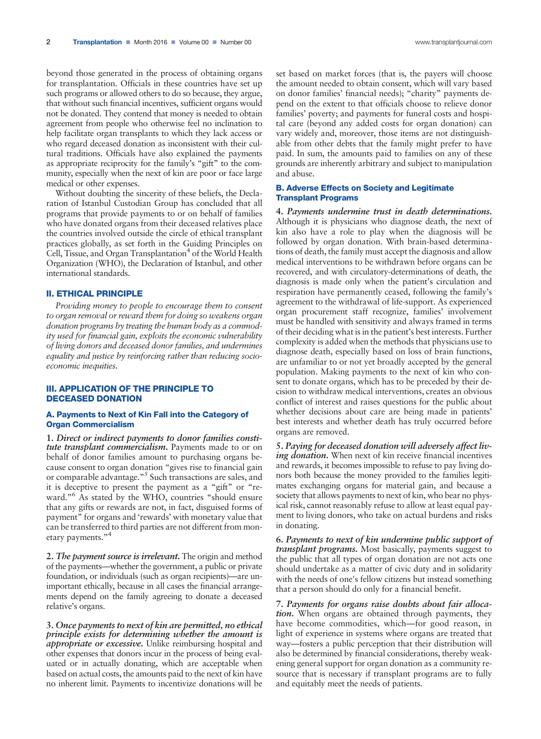beyond those generated in the process of obtaining organs for transplantation. Officials in these countries have set up such programs or allowed others to do so because, they argue, that without such financial incentives, sufficient organs would not be donated. They contend that money is needed to obtain agreement from people who otherwise feel no inclination to help facilitate organ transplants to which they lack access or who regard deceased donation as inconsistent with their cultural traditions. Officials have also explained the payments as appropriate reciprocity for the family's "gift" to the community, especially when the next of kin are poor or face large medical or other expenses.

Without doubting the sincerity of these beliefs, the Declaration of Istanbul Custodian Group has concluded that all programs that provide payments to or on behalf of families who have donated organs from their deceased relatives place the countries involved outside the circle of ethical transplant practices globally, as set forth in the Guiding Principles on Cell, Tissue, and Organ Transplantation[4] of the World Health Organization (WHO), the Declaration of Istanbul, and other international standards.

## II. ETHICAL PRINCIPLE

*Providing money to people to encourage them to consent to organ removal or reward them for doing so weakens organ donation programs by treating the human body as a commodity used for financial gain, exploits the economic vulnerability of living donors and deceased donor families, and undermines equality and justice by reinforcing rather than reducing socioeconomic inequities.*

## III. APPLICATION OF THE PRINCIPLE TO DECEASED DONATION

### A. Payments to Next of Kin Fall into the Category of Organ Commercialism

**1. *Direct or indirect payments to donor families constitute transplant commercialism.*** Payments made to or on behalf of donor families amount to purchasing organs because consent to organ donation "gives rise to financial gain or comparable advantage."[5] Such transactions are sales, and it is deceptive to present the payment as a "gift" or "reward."[6] As stated by the WHO, countries "should ensure that any gifts or rewards are not, in fact, disguised forms of payment" for organs and 'rewards' with monetary value that can be transferred to third parties are not different from monetary payments."[4]

**2. *The payment source is irrelevant.*** The origin and method of the payments—whether the government, a public or private foundation, or individuals (such as organ recipients)—are unimportant ethically, because in all cases the financial arrangements depend on the family agreeing to donate a deceased relative's organs.

**3. *Once payments to next of kin are permitted, no ethical principle exists for determining whether the amount is appropriate or excessive.*** Unlike reimbursing hospital and other expenses that donors incur in the process of being evaluated or in actually donating, which are acceptable when based on actual costs, the amounts paid to the next of kin have no inherent limit. Payments to incentivize donations will be set based on market forces (that is, the payers will choose the amount needed to obtain consent, which will vary based on donor families' financial needs); "charity" payments depend on the extent to that officials choose to relieve donor families' poverty; and payments for funeral costs and hospital care (beyond any added costs for organ donation) can vary widely and, moreover, those items are not distinguishable from other debts that the family might prefer to have paid. In sum, the amounts paid to families on any of these grounds are inherently arbitrary and subject to manipulation and abuse.

### B. Adverse Effects on Society and Legitimate Transplant Programs

**4. *Payments undermine trust in death determinations.*** Although it is physicians who diagnose death, the next of kin also have a role to play when the diagnosis will be followed by organ donation. With brain-based determinations of death, the family must accept the diagnosis and allow medical interventions to be withdrawn before organs can be recovered, and with circulatory-determinations of death, the diagnosis is made only when the patient's circulation and respiration have permanently ceased, following the family's agreement to the withdrawal of life-support. As experienced organ procurement staff recognize, families' involvement must be handled with sensitivity and always framed in terms of their deciding what is in the patient's best interests. Further complexity is added when the methods that physicians use to diagnose death, especially based on loss of brain functions, are unfamiliar to or not yet broadly accepted by the general population. Making payments to the next of kin who consent to donate organs, which has to be preceded by their decision to withdraw medical interventions, creates an obvious conflict of interest and raises questions for the public about whether decisions about care are being made in patients' best interests and whether death has truly occurred before organs are removed.

**5. *Paying for deceased donation will adversely affect living donation.*** When next of kin receive financial incentives and rewards, it becomes impossible to refuse to pay living donors both because the money provided to the families legitimates exchanging organs for material gain, and because a society that allows payments to next of kin, who bear no physical risk, cannot reasonably refuse to allow at least equal payment to living donors, who take on actual burdens and risks in donating.

**6. *Payments to next of kin undermine public support of transplant programs.*** Most basically, payments suggest to the public that all types of organ donation are not acts one should undertake as a matter of civic duty and in solidarity with the needs of one's fellow citizens but instead something that a person should do only for a financial benefit.

**7. *Payments for organs raise doubts about fair allocation.*** When organs are obtained through payments, they have become commodities, which—for good reason, in light of experience in systems where organs are treated that way—fosters a public perception that their distribution will also be determined by financial considerations, thereby weakening general support for organ donation as a community resource that is necessary if transplant programs are to fully and equitably meet the needs of patients.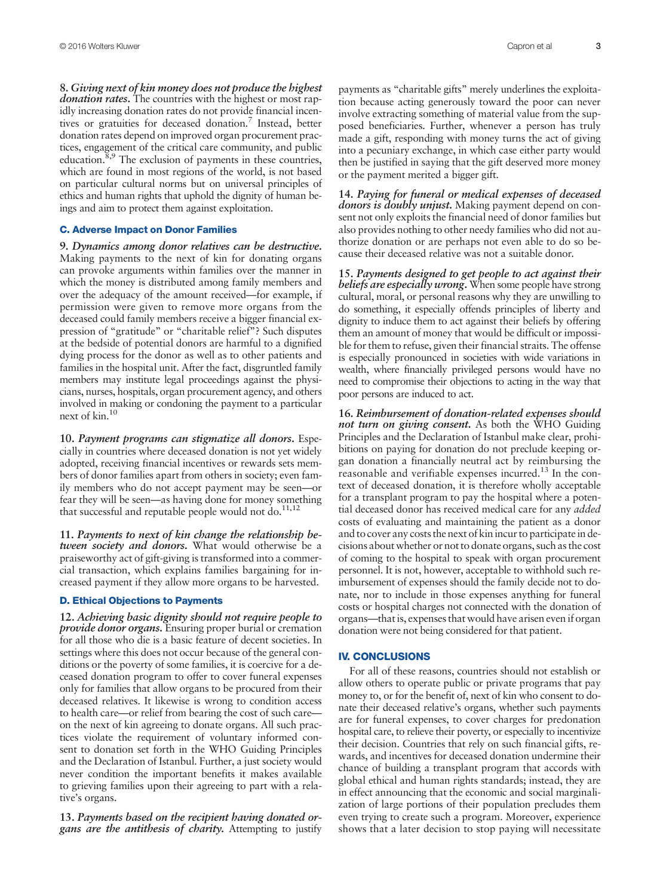**8.** ***Giving next of kin money does not produce the highest donation rates.*** The countries with the highest or most rapidly increasing donation rates do not provide financial incentives or gratuities for deceased donation.[7] Instead, better donation rates depend on improved organ procurement practices, engagement of the critical care community, and public education.[8,9] The exclusion of payments in these countries, which are found in most regions of the world, is not based on particular cultural norms but on universal principles of ethics and human rights that uphold the dignity of human beings and aim to protect them against exploitation.

### C. Adverse Impact on Donor Families

**9.** ***Dynamics among donor relatives can be destructive.*** Making payments to the next of kin for donating organs can provoke arguments within families over the manner in which the money is distributed among family members and over the adequacy of the amount received—for example, if permission were given to remove more organs from the deceased could family members receive a bigger financial expression of "gratitude" or "charitable relief"? Such disputes at the bedside of potential donors are harmful to a dignified dying process for the donor as well as to other patients and families in the hospital unit. After the fact, disgruntled family members may institute legal proceedings against the physicians, nurses, hospitals, organ procurement agency, and others involved in making or condoning the payment to a particular next of kin.[10]

**10.** ***Payment programs can stigmatize all donors.*** Especially in countries where deceased donation is not yet widely adopted, receiving financial incentives or rewards sets members of donor families apart from others in society; even family members who do not accept payment may be seen—or fear they will be seen—as having done for money something that successful and reputable people would not do.[11,12]

**11.** ***Payments to next of kin change the relationship between society and donors.*** What would otherwise be a praiseworthy act of gift-giving is transformed into a commercial transaction, which explains families bargaining for increased payment if they allow more organs to be harvested.

### D. Ethical Objections to Payments

**12.** ***Achieving basic dignity should not require people to provide donor organs.*** Ensuring proper burial or cremation for all those who die is a basic feature of decent societies. In settings where this does not occur because of the general conditions or the poverty of some families, it is coercive for a deceased donation program to offer to cover funeral expenses only for families that allow organs to be procured from their deceased relatives. It likewise is wrong to condition access to health care—or relief from bearing the cost of such care—on the next of kin agreeing to donate organs. All such practices violate the requirement of voluntary informed consent to donation set forth in the WHO Guiding Principles and the Declaration of Istanbul. Further, a just society would never condition the important benefits it makes available to grieving families upon their agreeing to part with a relative's organs.

**13.** ***Payments based on the recipient having donated organs are the antithesis of charity.*** Attempting to justify payments as "charitable gifts" merely underlines the exploitation because acting generously toward the poor can never involve extracting something of material value from the supposed beneficiaries. Further, whenever a person has truly made a gift, responding with money turns the act of giving into a pecuniary exchange, in which case either party would then be justified in saying that the gift deserved more money or the payment merited a bigger gift.

**14.** ***Paying for funeral or medical expenses of deceased donors is doubly unjust.*** Making payment depend on consent not only exploits the financial need of donor families but also provides nothing to other needy families who did not authorize donation or are perhaps not even able to do so because their deceased relative was not a suitable donor.

**15.** ***Payments designed to get people to act against their beliefs are especially wrong.*** When some people have strong cultural, moral, or personal reasons why they are unwilling to do something, it especially offends principles of liberty and dignity to induce them to act against their beliefs by offering them an amount of money that would be difficult or impossible for them to refuse, given their financial straits. The offense is especially pronounced in societies with wide variations in wealth, where financially privileged persons would have no need to compromise their objections to acting in the way that poor persons are induced to act.

**16.** ***Reimbursement of donation-related expenses should not turn on giving consent.*** As both the WHO Guiding Principles and the Declaration of Istanbul make clear, prohibitions on paying for donation do not preclude keeping organ donation a financially neutral act by reimbursing the reasonable and verifiable expenses incurred.[13] In the context of deceased donation, it is therefore wholly acceptable for a transplant program to pay the hospital where a potential deceased donor has received medical care for any *added* costs of evaluating and maintaining the patient as a donor and to cover any costs the next of kin incur to participate in decisions about whether or not to donate organs, such as the cost of coming to the hospital to speak with organ procurement personnel. It is not, however, acceptable to withhold such reimbursement of expenses should the family decide not to donate, nor to include in those expenses anything for funeral costs or hospital charges not connected with the donation of organs—that is, expenses that would have arisen even if organ donation were not being considered for that patient.

## IV. CONCLUSIONS

For all of these reasons, countries should not establish or allow others to operate public or private programs that pay money to, or for the benefit of, next of kin who consent to donate their deceased relative's organs, whether such payments are for funeral expenses, to cover charges for predonation hospital care, to relieve their poverty, or especially to incentivize their decision. Countries that rely on such financial gifts, rewards, and incentives for deceased donation undermine their chance of building a transplant program that accords with global ethical and human rights standards; instead, they are in effect announcing that the economic and social marginalization of large portions of their population precludes them even trying to create such a program. Moreover, experience shows that a later decision to stop paying will necessitate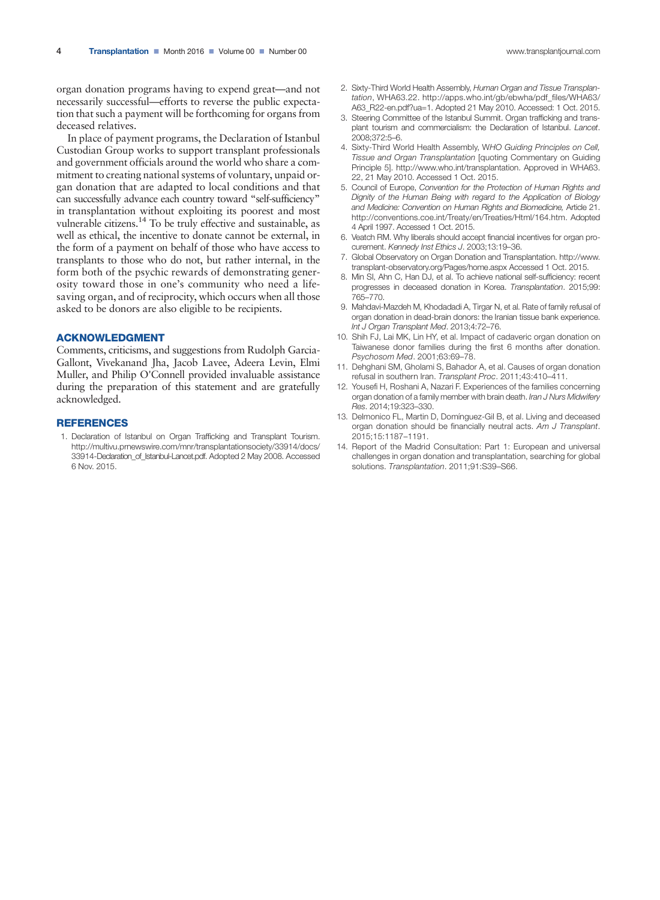organ donation programs having to expend great—and not necessarily successful—efforts to reverse the public expectation that such a payment will be forthcoming for organs from deceased relatives.

In place of payment programs, the Declaration of Istanbul Custodian Group works to support transplant professionals and government officials around the world who share a commitment to creating national systems of voluntary, unpaid organ donation that are adapted to local conditions and that can successfully advance each country toward "self-sufficiency" in transplantation without exploiting its poorest and most vulnerable citizens.[14] To be truly effective and sustainable, as well as ethical, the incentive to donate cannot be external, in the form of a payment on behalf of those who have access to transplants to those who do not, but rather internal, in the form both of the psychic rewards of demonstrating generosity toward those in one's community who need a lifesaving organ, and of reciprocity, which occurs when all those asked to be donors are also eligible to be recipients.

## ACKNOWLEDGMENT

Comments, criticisms, and suggestions from Rudolph Garcia-Gallont, Vivekanand Jha, Jacob Lavee, Adeera Levin, Elmi Muller, and Philip O'Connell provided invaluable assistance during the preparation of this statement and are gratefully acknowledged.

## REFERENCES

1. Declaration of Istanbul on Organ Trafficking and Transplant Tourism. http://multivu.prnewswire.com/mnr/transplantationsociety/33914/docs/33914-Declaration_of_Istanbul-Lancet.pdf. Adopted 2 May 2008. Accessed 6 Nov. 2015.
2. Sixty-Third World Health Assembly, *Human Organ and Tissue Transplantation*, WHA63.22. http://apps.who.int/gb/ebwha/pdf_files/WHA63/A63_R22-en.pdf?ua=1. Adopted 21 May 2010. Accessed: 1 Oct. 2015.
3. Steering Committee of the Istanbul Summit. Organ trafficking and transplant tourism and commercialism: the Declaration of Istanbul. *Lancet*. 2008;372:5–6.
4. Sixty-Third World Health Assembly, W*HO Guiding Principles on Cell, Tissue and Organ Transplantation* [quoting Commentary on Guiding Principle 5]. http://www.who.int/transplantation. Approved in WHA63.22, 21 May 2010. Accessed 1 Oct. 2015.
5. Council of Europe, *Convention for the Protection of Human Rights and Dignity of the Human Being with regard to the Application of Biology and Medicine: Convention on Human Rights and Biomedicine,* Article 21. http://conventions.coe.int/Treaty/en/Treaties/Html/164.htm. Adopted 4 April 1997. Accessed 1 Oct. 2015.
6. Veatch RM. Why liberals should accept financial incentives for organ procurement. *Kennedy Inst Ethics J*. 2003;13:19–36.
7. Global Observatory on Organ Donation and Transplantation. http://www.transplant-observatory.org/Pages/home.aspx Accessed 1 Oct. 2015.
8. Min SI, Ahn C, Han DJ, et al. To achieve national self-sufficiency: recent progresses in deceased donation in Korea. *Transplantation*. 2015;99:765–770.
9. Mahdavi-Mazdeh M, Khodadadi A, Tirgar N, et al. Rate of family refusal of organ donation in dead-brain donors: the Iranian tissue bank experience. *Int J Organ Transplant Med*. 2013;4:72–76.
10. Shih FJ, Lai MK, Lin HY, et al. Impact of cadaveric organ donation on Taiwanese donor families during the first 6 months after donation. *Psychosom Med*. 2001;63:69–78.
11. Dehghani SM, Gholami S, Bahador A, et al. Causes of organ donation refusal in southern Iran. *Transplant Proc*. 2011;43:410–411.
12. Yousefi H, Roshani A, Nazari F. Experiences of the families concerning organ donation of a family member with brain death. *Iran J Nurs Midwifery Res*. 2014;19:323–330.
13. Delmonico FL, Martin D, Domínguez-Gil B, et al. Living and deceased organ donation should be financially neutral acts. *Am J Transplant*. 2015;15:1187–1191.
14. Report of the Madrid Consultation: Part 1: European and universal challenges in organ donation and transplantation, searching for global solutions. *Transplantation*. 2011;91:S39–S66.